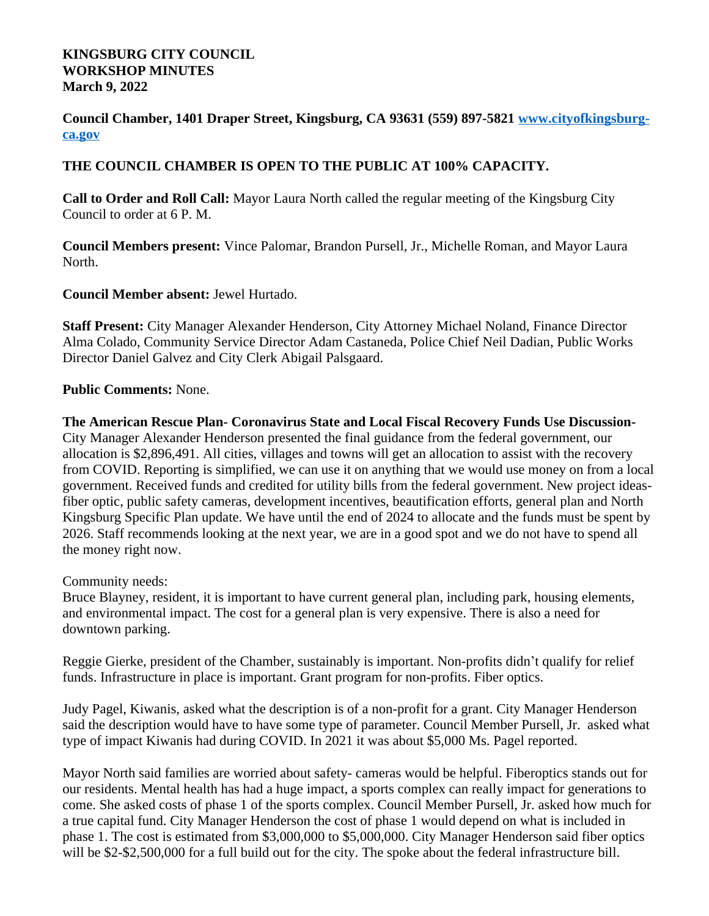**KINGSBURG CITY COUNCIL**
**WORKSHOP MINUTES**
**March 9, 2022**

**Council Chamber, 1401 Draper Street, Kingsburg, CA 93631 (559) 897-5821 [www.cityofkingsburg-ca.gov](http://www.cityofkingsburg-ca.gov)**

**THE COUNCIL CHAMBER IS OPEN TO THE PUBLIC AT 100% CAPACITY.**

**Call to Order and Roll Call:** Mayor Laura North called the regular meeting of the Kingsburg City Council to order at 6 P. M.

**Council Members present:** Vince Palomar, Brandon Pursell, Jr., Michelle Roman, and Mayor Laura North.

**Council Member absent:** Jewel Hurtado.

**Staff Present:** City Manager Alexander Henderson, City Attorney Michael Noland, Finance Director Alma Colado, Community Service Director Adam Castaneda, Police Chief Neil Dadian, Public Works Director Daniel Galvez and City Clerk Abigail Palsgaard.

**Public Comments:** None.

**The American Rescue Plan- Coronavirus State and Local Fiscal Recovery Funds Use Discussion-** City Manager Alexander Henderson presented the final guidance from the federal government, our allocation is $2,896,491. All cities, villages and towns will get an allocation to assist with the recovery from COVID. Reporting is simplified, we can use it on anything that we would use money on from a local government. Received funds and credited for utility bills from the federal government. New project ideas- fiber optic, public safety cameras, development incentives, beautification efforts, general plan and North Kingsburg Specific Plan update. We have until the end of 2024 to allocate and the funds must be spent by 2026. Staff recommends looking at the next year, we are in a good spot and we do not have to spend all the money right now.

Community needs:
Bruce Blayney, resident, it is important to have current general plan, including park, housing elements, and environmental impact. The cost for a general plan is very expensive. There is also a need for downtown parking.

Reggie Gierke, president of the Chamber, sustainably is important. Non-profits didn't qualify for relief funds. Infrastructure in place is important. Grant program for non-profits. Fiber optics.

Judy Pagel, Kiwanis, asked what the description is of a non-profit for a grant. City Manager Henderson said the description would have to have some type of parameter. Council Member Pursell, Jr. asked what type of impact Kiwanis had during COVID. In 2021 it was about $5,000 Ms. Pagel reported.

Mayor North said families are worried about safety- cameras would be helpful. Fiberoptics stands out for our residents. Mental health has had a huge impact, a sports complex can really impact for generations to come. She asked costs of phase 1 of the sports complex. Council Member Pursell, Jr. asked how much for a true capital fund. City Manager Henderson the cost of phase 1 would depend on what is included in phase 1. The cost is estimated from $3,000,000 to $5,000,000. City Manager Henderson said fiber optics will be $2-$2,500,000 for a full build out for the city. The spoke about the federal infrastructure bill.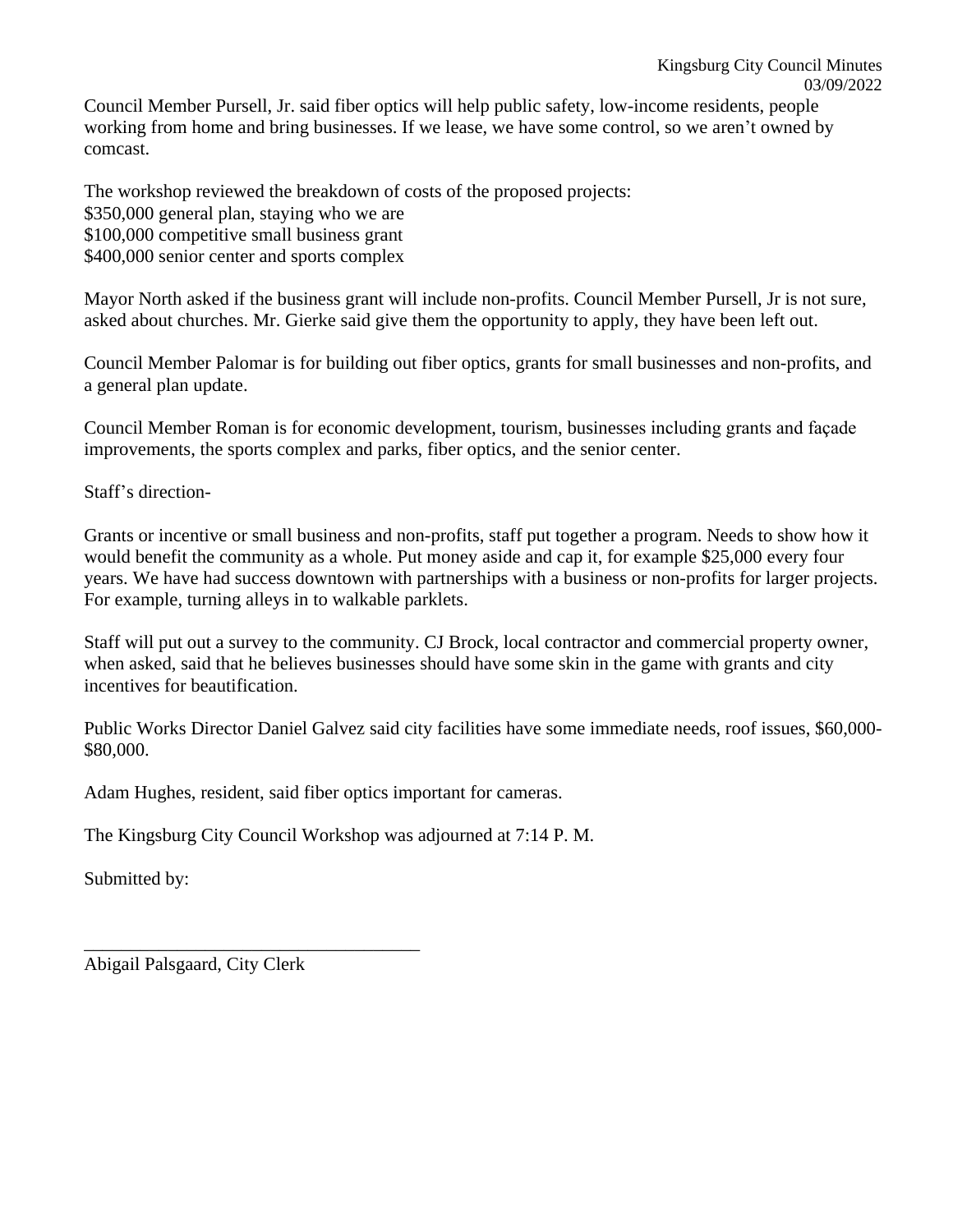Council Member Pursell, Jr. said fiber optics will help public safety, low-income residents, people working from home and bring businesses. If we lease, we have some control, so we aren't owned by comcast.

The workshop reviewed the breakdown of costs of the proposed projects:
$350,000 general plan, staying who we are
$100,000 competitive small business grant
$400,000 senior center and sports complex

Mayor North asked if the business grant will include non-profits. Council Member Pursell, Jr is not sure, asked about churches. Mr. Gierke said give them the opportunity to apply, they have been left out.

Council Member Palomar is for building out fiber optics, grants for small businesses and non-profits, and a general plan update.

Council Member Roman is for economic development, tourism, businesses including grants and façade improvements, the sports complex and parks, fiber optics, and the senior center.

Staff's direction-

Grants or incentive or small business and non-profits, staff put together a program. Needs to show how it would benefit the community as a whole. Put money aside and cap it, for example $25,000 every four years. We have had success downtown with partnerships with a business or non-profits for larger projects. For example, turning alleys in to walkable parklets.

Staff will put out a survey to the community. CJ Brock, local contractor and commercial property owner, when asked, said that he believes businesses should have some skin in the game with grants and city incentives for beautification.

Public Works Director Daniel Galvez said city facilities have some immediate needs, roof issues, $60,000-$80,000.

Adam Hughes, resident, said fiber optics important for cameras.

The Kingsburg City Council Workshop was adjourned at 7:14 P. M.

Submitted by:

\_\_\_\_\_\_\_\_\_\_\_\_\_\_\_\_\_\_\_\_\_\_\_\_\_\_\_\_\_\_\_\_\_\_\_\_\_\_

Abigail Palsgaard, City Clerk